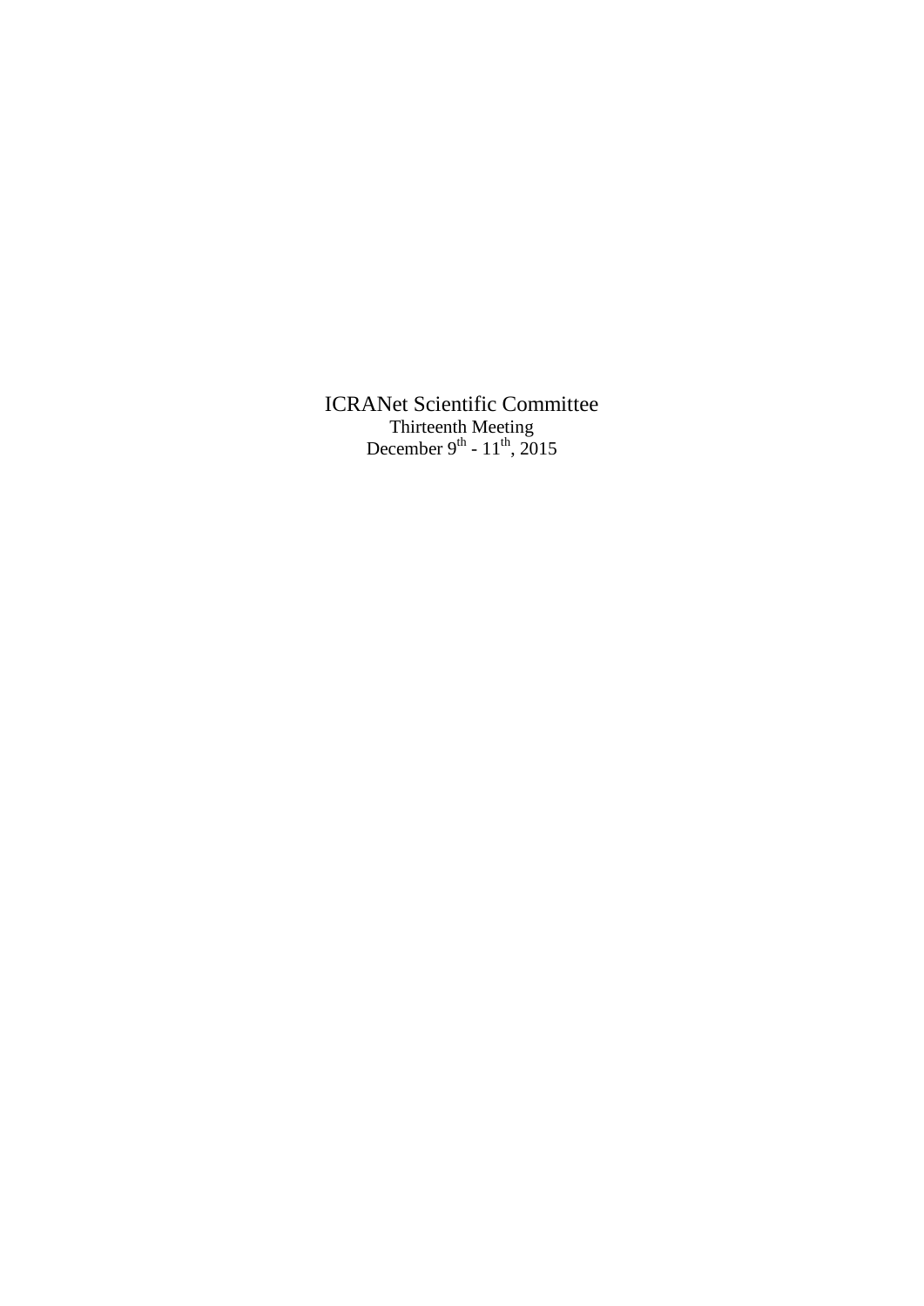# ICRANet Scientific Committee

Thirteenth Meeting

December 9th - 11th, 2015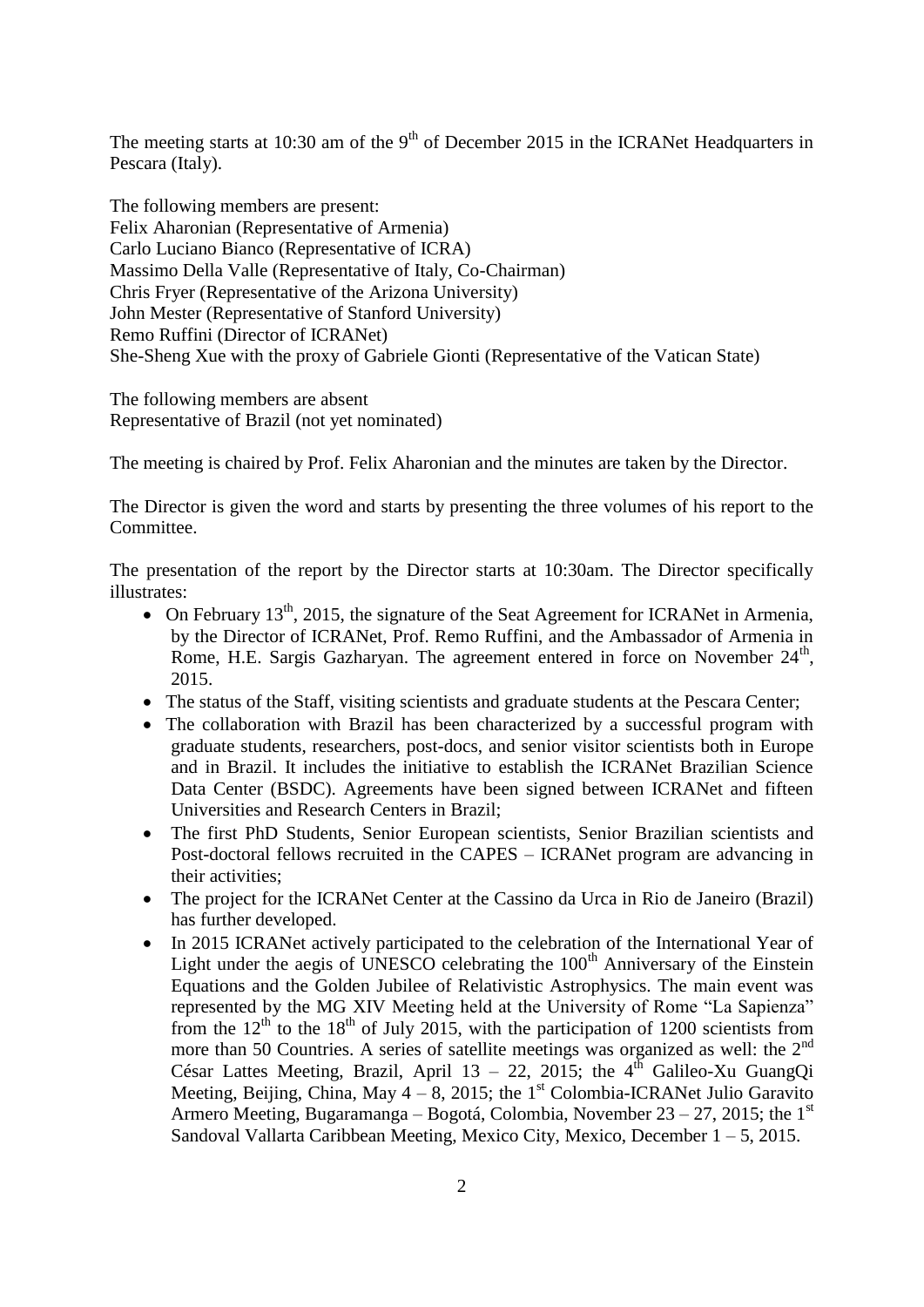The meeting starts at 10:30 am of the 9th of December 2015 in the ICRANet Headquarters in Pescara (Italy).

The following members are present:
Felix Aharonian (Representative of Armenia)
Carlo Luciano Bianco (Representative of ICRA)
Massimo Della Valle (Representative of Italy, Co-Chairman)
Chris Fryer (Representative of the Arizona University)
John Mester (Representative of Stanford University)
Remo Ruffini (Director of ICRANet)
She-Sheng Xue with the proxy of Gabriele Gionti (Representative of the Vatican State)

The following members are absent
Representative of Brazil (not yet nominated)

The meeting is chaired by Prof. Felix Aharonian and the minutes are taken by the Director.

The Director is given the word and starts by presenting the three volumes of his report to the Committee.

The presentation of the report by the Director starts at 10:30am. The Director specifically illustrates:

- On February 13th, 2015, the signature of the Seat Agreement for ICRANet in Armenia, by the Director of ICRANet, Prof. Remo Ruffini, and the Ambassador of Armenia in Rome, H.E. Sargis Gazharyan. The agreement entered in force on November 24th, 2015.
- The status of the Staff, visiting scientists and graduate students at the Pescara Center;
- The collaboration with Brazil has been characterized by a successful program with graduate students, researchers, post-docs, and senior visitor scientists both in Europe and in Brazil. It includes the initiative to establish the ICRANet Brazilian Science Data Center (BSDC). Agreements have been signed between ICRANet and fifteen Universities and Research Centers in Brazil;
- The first PhD Students, Senior European scientists, Senior Brazilian scientists and Post-doctoral fellows recruited in the CAPES – ICRANet program are advancing in their activities;
- The project for the ICRANet Center at the Cassino da Urca in Rio de Janeiro (Brazil) has further developed.
- In 2015 ICRANet actively participated to the celebration of the International Year of Light under the aegis of UNESCO celebrating the 100th Anniversary of the Einstein Equations and the Golden Jubilee of Relativistic Astrophysics. The main event was represented by the MG XIV Meeting held at the University of Rome "La Sapienza" from the 12th to the 18th of July 2015, with the participation of 1200 scientists from more than 50 Countries. A series of satellite meetings was organized as well: the 2nd César Lattes Meeting, Brazil, April 13 – 22, 2015; the 4th Galileo-Xu GuangQi Meeting, Beijing, China, May 4 – 8, 2015; the 1st Colombia-ICRANet Julio Garavito Armero Meeting, Bugaramanga – Bogotá, Colombia, November 23 – 27, 2015; the 1st Sandoval Vallarta Caribbean Meeting, Mexico City, Mexico, December 1 – 5, 2015.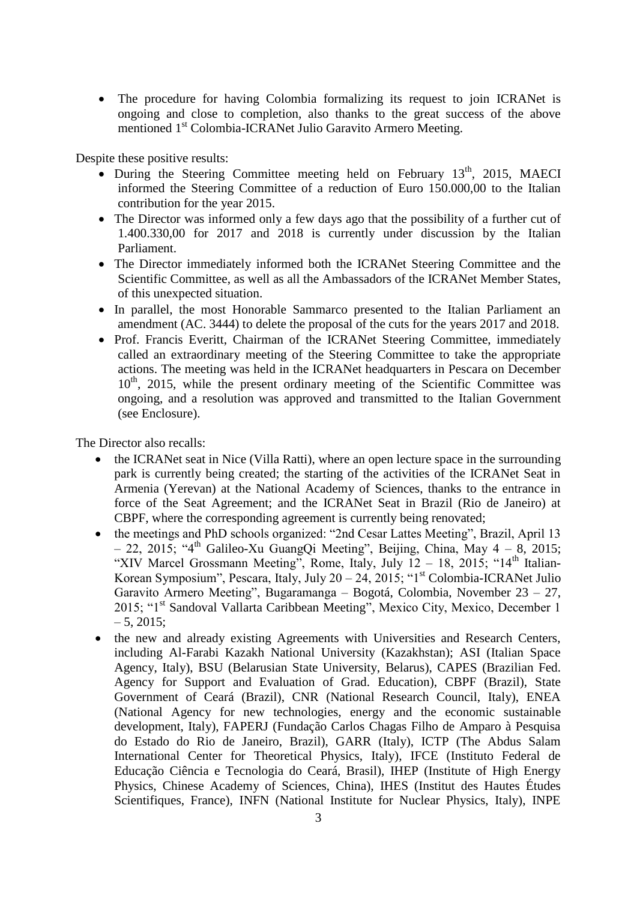- The procedure for having Colombia formalizing its request to join ICRANet is ongoing and close to completion, also thanks to the great success of the above mentioned 1st Colombia-ICRANet Julio Garavito Armero Meeting.

Despite these positive results:

- During the Steering Committee meeting held on February 13th, 2015, MAECI informed the Steering Committee of a reduction of Euro 150.000,00 to the Italian contribution for the year 2015.
- The Director was informed only a few days ago that the possibility of a further cut of 1.400.330,00 for 2017 and 2018 is currently under discussion by the Italian Parliament.
- The Director immediately informed both the ICRANet Steering Committee and the Scientific Committee, as well as all the Ambassadors of the ICRANet Member States, of this unexpected situation.
- In parallel, the most Honorable Sammarco presented to the Italian Parliament an amendment (AC. 3444) to delete the proposal of the cuts for the years 2017 and 2018.
- Prof. Francis Everitt, Chairman of the ICRANet Steering Committee, immediately called an extraordinary meeting of the Steering Committee to take the appropriate actions. The meeting was held in the ICRANet headquarters in Pescara on December 10th, 2015, while the present ordinary meeting of the Scientific Committee was ongoing, and a resolution was approved and transmitted to the Italian Government (see Enclosure).

The Director also recalls:

- the ICRANet seat in Nice (Villa Ratti), where an open lecture space in the surrounding park is currently being created; the starting of the activities of the ICRANet Seat in Armenia (Yerevan) at the National Academy of Sciences, thanks to the entrance in force of the Seat Agreement; and the ICRANet Seat in Brazil (Rio de Janeiro) at CBPF, where the corresponding agreement is currently being renovated;
- the meetings and PhD schools organized: "2nd Cesar Lattes Meeting", Brazil, April 13 – 22, 2015; "4th Galileo-Xu GuangQi Meeting", Beijing, China, May 4 – 8, 2015; "XIV Marcel Grossmann Meeting", Rome, Italy, July 12 – 18, 2015; "14th Italian-Korean Symposium", Pescara, Italy, July 20 – 24, 2015; "1st Colombia-ICRANet Julio Garavito Armero Meeting", Bugaramanga – Bogotá, Colombia, November 23 – 27, 2015; "1st Sandoval Vallarta Caribbean Meeting", Mexico City, Mexico, December 1 – 5, 2015;
- the new and already existing Agreements with Universities and Research Centers, including Al-Farabi Kazakh National University (Kazakhstan); ASI (Italian Space Agency, Italy), BSU (Belarusian State University, Belarus), CAPES (Brazilian Fed. Agency for Support and Evaluation of Grad. Education), CBPF (Brazil), State Government of Ceará (Brazil), CNR (National Research Council, Italy), ENEA (National Agency for new technologies, energy and the economic sustainable development, Italy), FAPERJ (Fundação Carlos Chagas Filho de Amparo à Pesquisa do Estado do Rio de Janeiro, Brazil), GARR (Italy), ICTP (The Abdus Salam International Center for Theoretical Physics, Italy), IFCE (Instituto Federal de Educação Ciência e Tecnologia do Ceará, Brasil), IHEP (Institute of High Energy Physics, Chinese Academy of Sciences, China), IHES (Institut des Hautes Études Scientifiques, France), INFN (National Institute for Nuclear Physics, Italy), INPE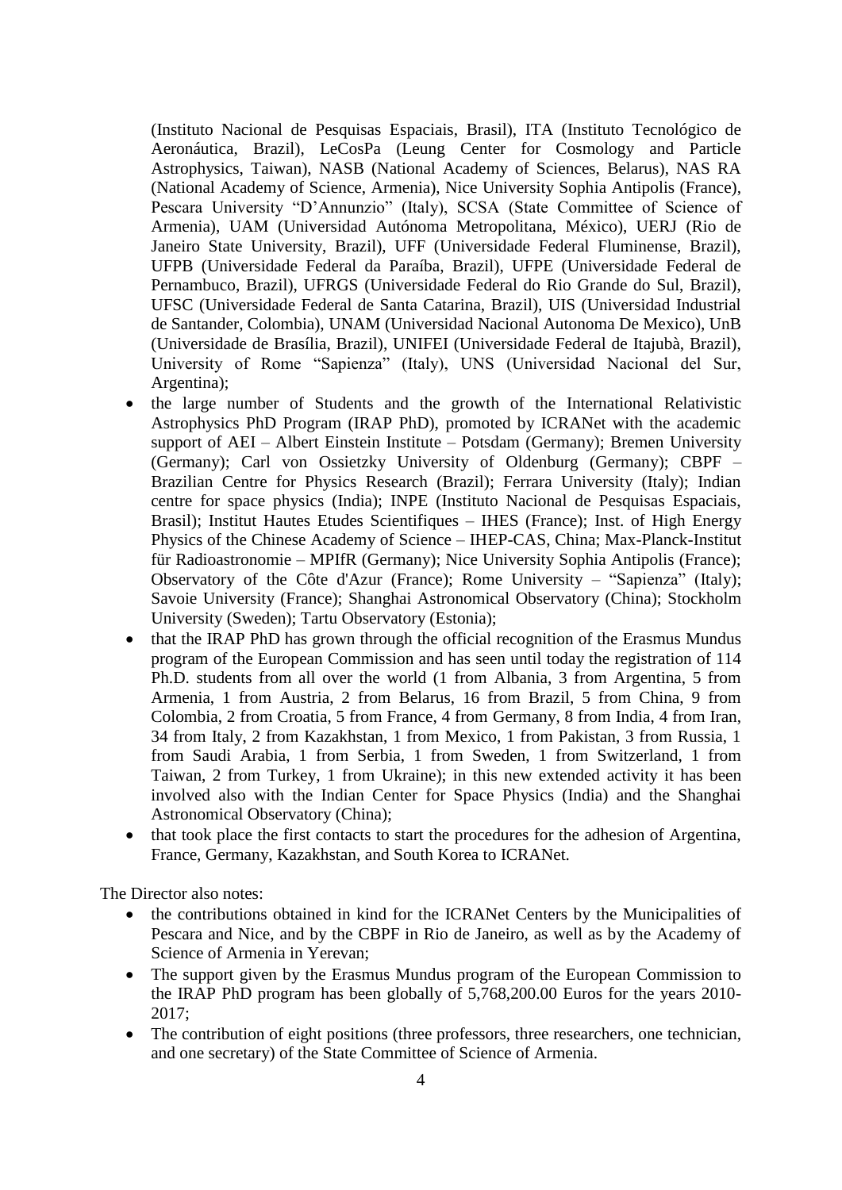(Instituto Nacional de Pesquisas Espaciais, Brasil), ITA (Instituto Tecnológico de Aeronáutica, Brazil), LeCosPa (Leung Center for Cosmology and Particle Astrophysics, Taiwan), NASB (National Academy of Sciences, Belarus), NAS RA (National Academy of Science, Armenia), Nice University Sophia Antipolis (France), Pescara University "D'Annunzio" (Italy), SCSA (State Committee of Science of Armenia), UAM (Universidad Autónoma Metropolitana, México), UERJ (Rio de Janeiro State University, Brazil), UFF (Universidade Federal Fluminense, Brazil), UFPB (Universidade Federal da Paraíba, Brazil), UFPE (Universidade Federal de Pernambuco, Brazil), UFRGS (Universidade Federal do Rio Grande do Sul, Brazil), UFSC (Universidade Federal de Santa Catarina, Brazil), UIS (Universidad Industrial de Santander, Colombia), UNAM (Universidad Nacional Autonoma De Mexico), UnB (Universidade de Brasília, Brazil), UNIFEI (Universidade Federal de Itajubà, Brazil), University of Rome "Sapienza" (Italy), UNS (Universidad Nacional del Sur, Argentina);

- the large number of Students and the growth of the International Relativistic Astrophysics PhD Program (IRAP PhD), promoted by ICRANet with the academic support of AEI – Albert Einstein Institute – Potsdam (Germany); Bremen University (Germany); Carl von Ossietzky University of Oldenburg (Germany); CBPF – Brazilian Centre for Physics Research (Brazil); Ferrara University (Italy); Indian centre for space physics (India); INPE (Instituto Nacional de Pesquisas Espaciais, Brasil); Institut Hautes Etudes Scientifiques – IHES (France); Inst. of High Energy Physics of the Chinese Academy of Science – IHEP-CAS, China; Max-Planck-Institut für Radioastronomie – MPIfR (Germany); Nice University Sophia Antipolis (France); Observatory of the Côte d'Azur (France); Rome University – "Sapienza" (Italy); Savoie University (France); Shanghai Astronomical Observatory (China); Stockholm University (Sweden); Tartu Observatory (Estonia);
- that the IRAP PhD has grown through the official recognition of the Erasmus Mundus program of the European Commission and has seen until today the registration of 114 Ph.D. students from all over the world (1 from Albania, 3 from Argentina, 5 from Armenia, 1 from Austria, 2 from Belarus, 16 from Brazil, 5 from China, 9 from Colombia, 2 from Croatia, 5 from France, 4 from Germany, 8 from India, 4 from Iran, 34 from Italy, 2 from Kazakhstan, 1 from Mexico, 1 from Pakistan, 3 from Russia, 1 from Saudi Arabia, 1 from Serbia, 1 from Sweden, 1 from Switzerland, 1 from Taiwan, 2 from Turkey, 1 from Ukraine); in this new extended activity it has been involved also with the Indian Center for Space Physics (India) and the Shanghai Astronomical Observatory (China);
- that took place the first contacts to start the procedures for the adhesion of Argentina, France, Germany, Kazakhstan, and South Korea to ICRANet.

The Director also notes:

- the contributions obtained in kind for the ICRANet Centers by the Municipalities of Pescara and Nice, and by the CBPF in Rio de Janeiro, as well as by the Academy of Science of Armenia in Yerevan;
- The support given by the Erasmus Mundus program of the European Commission to the IRAP PhD program has been globally of 5,768,200.00 Euros for the years 2010-2017;
- The contribution of eight positions (three professors, three researchers, one technician, and one secretary) of the State Committee of Science of Armenia.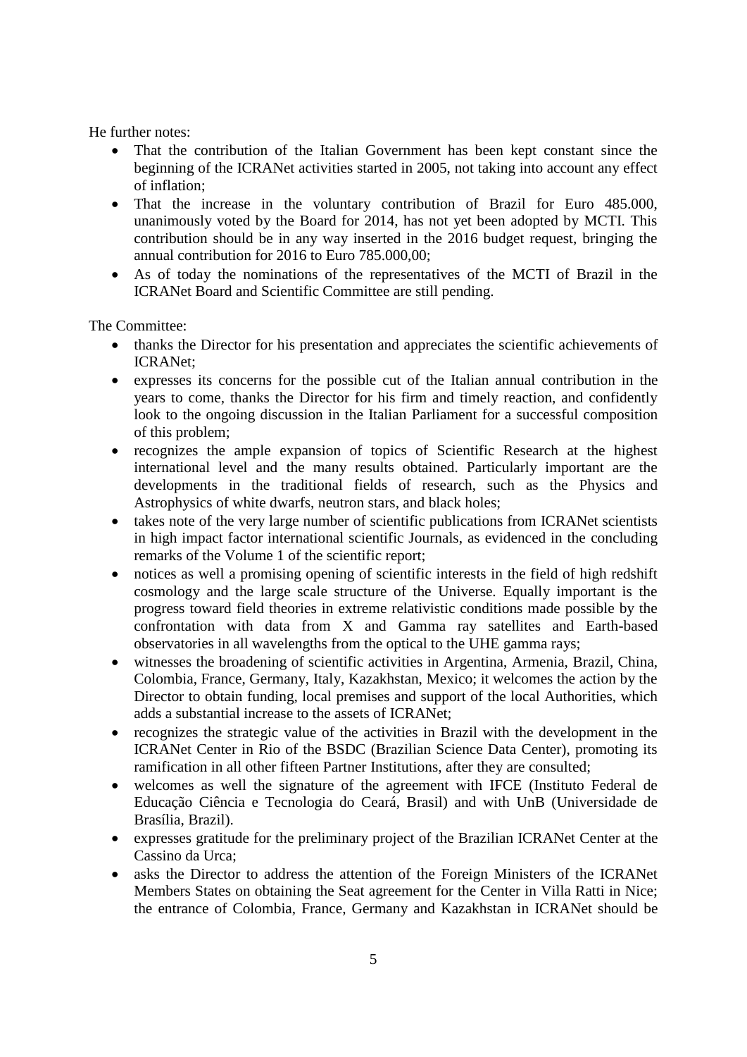He further notes:

- That the contribution of the Italian Government has been kept constant since the beginning of the ICRANet activities started in 2005, not taking into account any effect of inflation;
- That the increase in the voluntary contribution of Brazil for Euro 485.000, unanimously voted by the Board for 2014, has not yet been adopted by MCTI. This contribution should be in any way inserted in the 2016 budget request, bringing the annual contribution for 2016 to Euro 785.000,00;
- As of today the nominations of the representatives of the MCTI of Brazil in the ICRANet Board and Scientific Committee are still pending.

The Committee:

- thanks the Director for his presentation and appreciates the scientific achievements of ICRANet;
- expresses its concerns for the possible cut of the Italian annual contribution in the years to come, thanks the Director for his firm and timely reaction, and confidently look to the ongoing discussion in the Italian Parliament for a successful composition of this problem;
- recognizes the ample expansion of topics of Scientific Research at the highest international level and the many results obtained. Particularly important are the developments in the traditional fields of research, such as the Physics and Astrophysics of white dwarfs, neutron stars, and black holes;
- takes note of the very large number of scientific publications from ICRANet scientists in high impact factor international scientific Journals, as evidenced in the concluding remarks of the Volume 1 of the scientific report;
- notices as well a promising opening of scientific interests in the field of high redshift cosmology and the large scale structure of the Universe. Equally important is the progress toward field theories in extreme relativistic conditions made possible by the confrontation with data from X and Gamma ray satellites and Earth-based observatories in all wavelengths from the optical to the UHE gamma rays;
- witnesses the broadening of scientific activities in Argentina, Armenia, Brazil, China, Colombia, France, Germany, Italy, Kazakhstan, Mexico; it welcomes the action by the Director to obtain funding, local premises and support of the local Authorities, which adds a substantial increase to the assets of ICRANet;
- recognizes the strategic value of the activities in Brazil with the development in the ICRANet Center in Rio of the BSDC (Brazilian Science Data Center), promoting its ramification in all other fifteen Partner Institutions, after they are consulted;
- welcomes as well the signature of the agreement with IFCE (Instituto Federal de Educação Ciência e Tecnologia do Ceará, Brasil) and with UnB (Universidade de Brasília, Brazil).
- expresses gratitude for the preliminary project of the Brazilian ICRANet Center at the Cassino da Urca;
- asks the Director to address the attention of the Foreign Ministers of the ICRANet Members States on obtaining the Seat agreement for the Center in Villa Ratti in Nice; the entrance of Colombia, France, Germany and Kazakhstan in ICRANet should be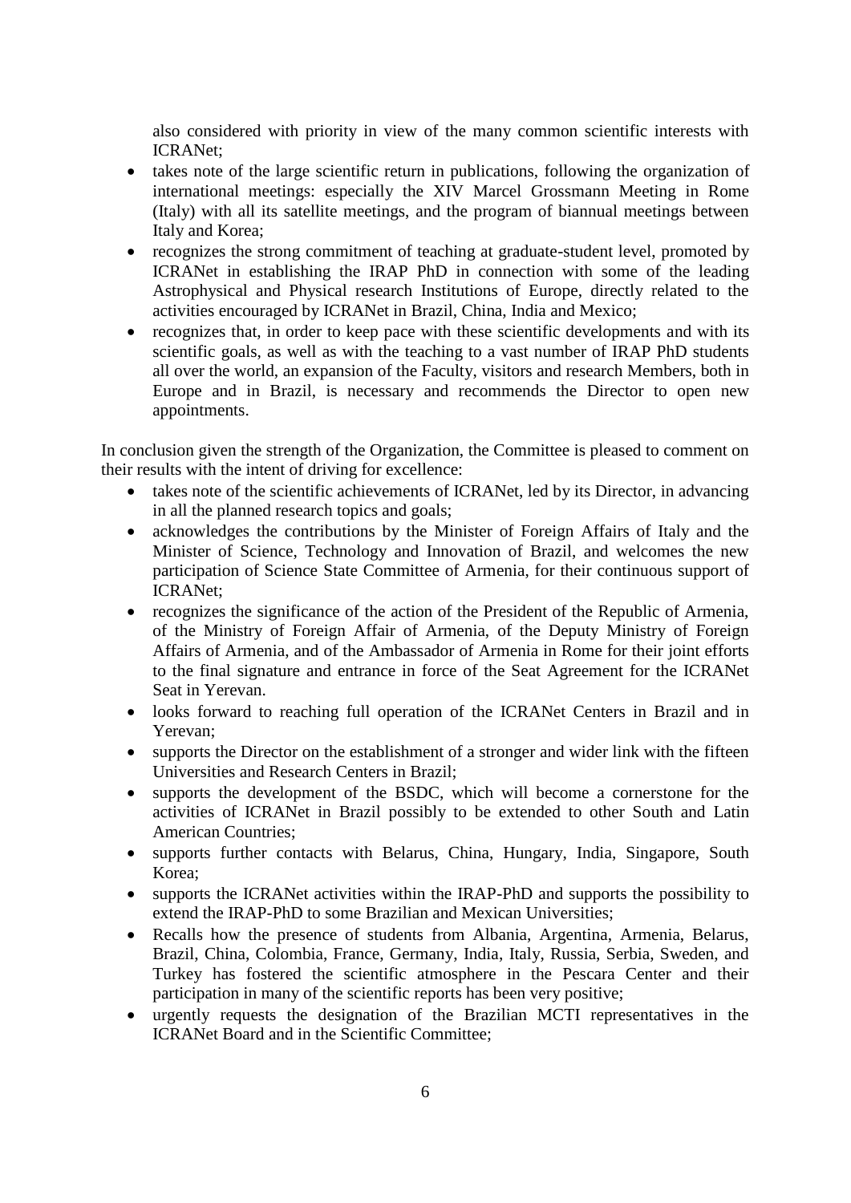also considered with priority in view of the many common scientific interests with ICRANet;

- takes note of the large scientific return in publications, following the organization of international meetings: especially the XIV Marcel Grossmann Meeting in Rome (Italy) with all its satellite meetings, and the program of biannual meetings between Italy and Korea;
- recognizes the strong commitment of teaching at graduate-student level, promoted by ICRANet in establishing the IRAP PhD in connection with some of the leading Astrophysical and Physical research Institutions of Europe, directly related to the activities encouraged by ICRANet in Brazil, China, India and Mexico;
- recognizes that, in order to keep pace with these scientific developments and with its scientific goals, as well as with the teaching to a vast number of IRAP PhD students all over the world, an expansion of the Faculty, visitors and research Members, both in Europe and in Brazil, is necessary and recommends the Director to open new appointments.

In conclusion given the strength of the Organization, the Committee is pleased to comment on their results with the intent of driving for excellence:

- takes note of the scientific achievements of ICRANet, led by its Director, in advancing in all the planned research topics and goals;
- acknowledges the contributions by the Minister of Foreign Affairs of Italy and the Minister of Science, Technology and Innovation of Brazil, and welcomes the new participation of Science State Committee of Armenia, for their continuous support of ICRANet;
- recognizes the significance of the action of the President of the Republic of Armenia, of the Ministry of Foreign Affair of Armenia, of the Deputy Ministry of Foreign Affairs of Armenia, and of the Ambassador of Armenia in Rome for their joint efforts to the final signature and entrance in force of the Seat Agreement for the ICRANet Seat in Yerevan.
- looks forward to reaching full operation of the ICRANet Centers in Brazil and in Yerevan;
- supports the Director on the establishment of a stronger and wider link with the fifteen Universities and Research Centers in Brazil;
- supports the development of the BSDC, which will become a cornerstone for the activities of ICRANet in Brazil possibly to be extended to other South and Latin American Countries;
- supports further contacts with Belarus, China, Hungary, India, Singapore, South Korea;
- supports the ICRANet activities within the IRAP-PhD and supports the possibility to extend the IRAP-PhD to some Brazilian and Mexican Universities;
- Recalls how the presence of students from Albania, Argentina, Armenia, Belarus, Brazil, China, Colombia, France, Germany, India, Italy, Russia, Serbia, Sweden, and Turkey has fostered the scientific atmosphere in the Pescara Center and their participation in many of the scientific reports has been very positive;
- urgently requests the designation of the Brazilian MCTI representatives in the ICRANet Board and in the Scientific Committee;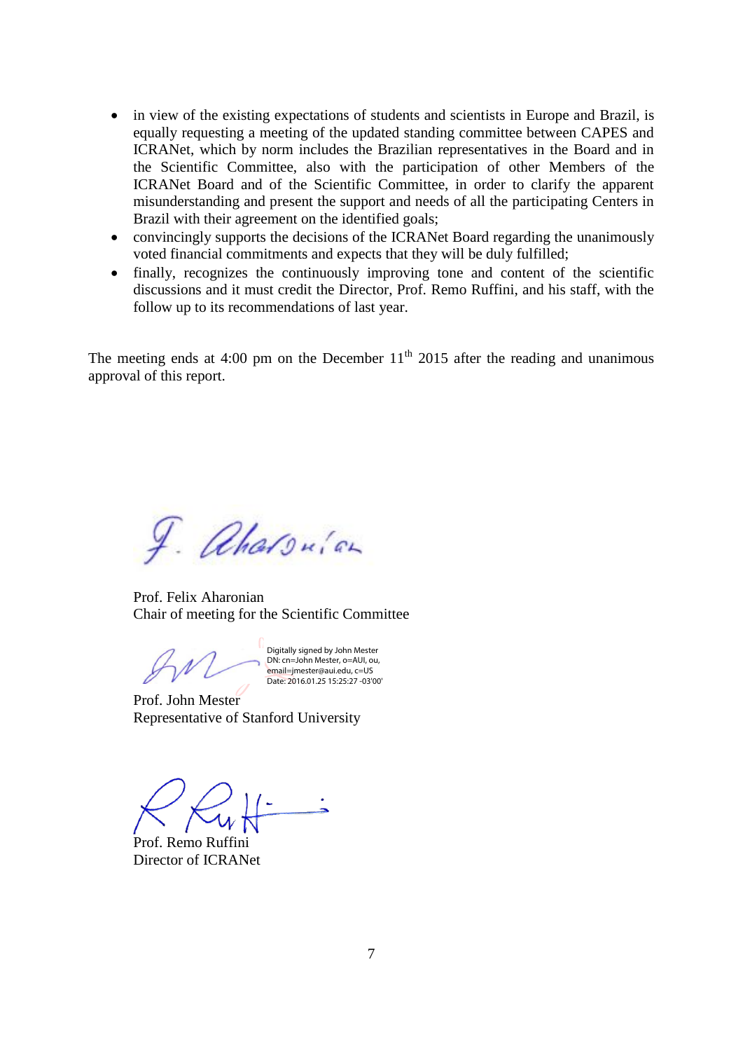- in view of the existing expectations of students and scientists in Europe and Brazil, is equally requesting a meeting of the updated standing committee between CAPES and ICRANet, which by norm includes the Brazilian representatives in the Board and in the Scientific Committee, also with the participation of other Members of the ICRANet Board and of the Scientific Committee, in order to clarify the apparent misunderstanding and present the support and needs of all the participating Centers in Brazil with their agreement on the identified goals;
- convincingly supports the decisions of the ICRANet Board regarding the unanimously voted financial commitments and expects that they will be duly fulfilled;
- finally, recognizes the continuously improving tone and content of the scientific discussions and it must credit the Director, Prof. Remo Ruffini, and his staff, with the follow up to its recommendations of last year.

The meeting ends at 4:00 pm on the December 11th 2015 after the reading and unanimous approval of this report.

Prof. Felix Aharonian
Chair of meeting for the Scientific Committee

Digitally signed by John Mester
DN: cn=John Mester, o=AUI, ou, email=jmester@aui.edu, c=US
Date: 2016.01.25 15:25:27 -03'00'

Prof. John Mester
Representative of Stanford University

Prof. Remo Ruffini
Director of ICRANet